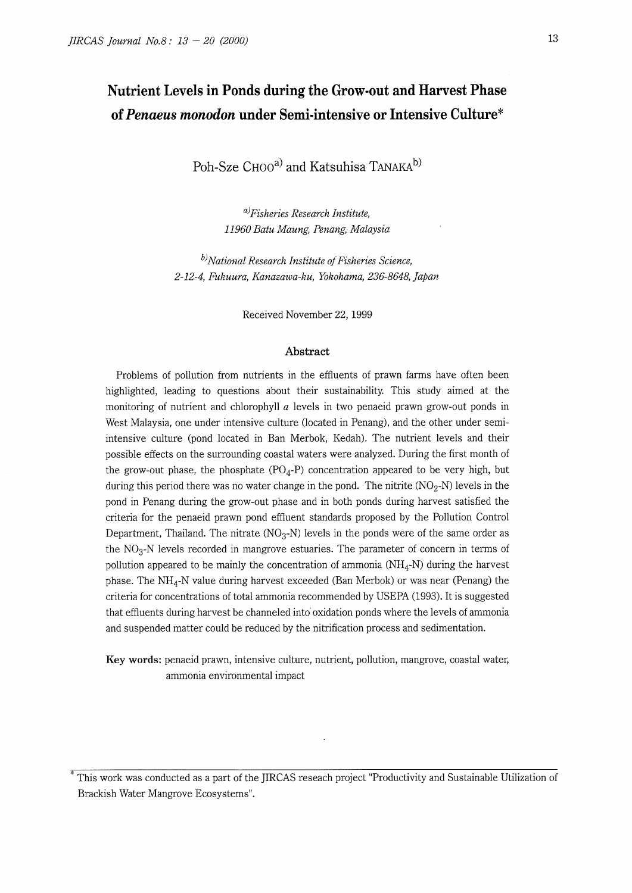# Nutrient Levels in Ponds during the Grow-out and Harvest Phase of *Penaeus monodon* under Semi-intensive or Intensive Culture*

Poh-Sze CHOO[a] and Katsuhisa TANAKA[b]

[a] *Fisheries Research Institute, 11960 Batu Maung, Penang, Malaysia*

[b] *National Research Institute of Fisheries Science, 2-12-4, Fukuura, Kanazawa-ku, Yokohama, 236-8648, Japan*

Received November 22, 1999

## Abstract

Problems of pollution from nutrients in the effluents of prawn farms have often been highlighted, leading to questions about their sustainability. This study aimed at the monitoring of nutrient and chlorophyll *a* levels in two penaeid prawn grow-out ponds in West Malaysia, one under intensive culture (located in Penang), and the other under semi-intensive culture (pond located in Ban Merbok, Kedah). The nutrient levels and their possible effects on the surrounding coastal waters were analyzed. During the first month of the grow-out phase, the phosphate ($PO_4$-P) concentration appeared to be very high, but during this period there was no water change in the pond. The nitrite ($NO_2$-N) levels in the pond in Penang during the grow-out phase and in both ponds during harvest satisfied the criteria for the penaeid prawn pond effluent standards proposed by the Pollution Control Department, Thailand. The nitrate ($NO_3$-N) levels in the ponds were of the same order as the $NO_3$-N levels recorded in mangrove estuaries. The parameter of concern in terms of pollution appeared to be mainly the concentration of ammonia ($NH_4$-N) during the harvest phase. The $NH_4$-N value during harvest exceeded (Ban Merbok) or was near (Penang) the criteria for concentrations of total ammonia recommended by USEPA (1993). It is suggested that effluents during harvest be channeled into oxidation ponds where the levels of ammonia and suspended matter could be reduced by the nitrification process and sedimentation.

**Key words:** penaeid prawn, intensive culture, nutrient, pollution, mangrove, coastal water, ammonia environmental impact

---

* This work was conducted as a part of the JIRCAS reseach project "Productivity and Sustainable Utilization of Brackish Water Mangrove Ecosystems".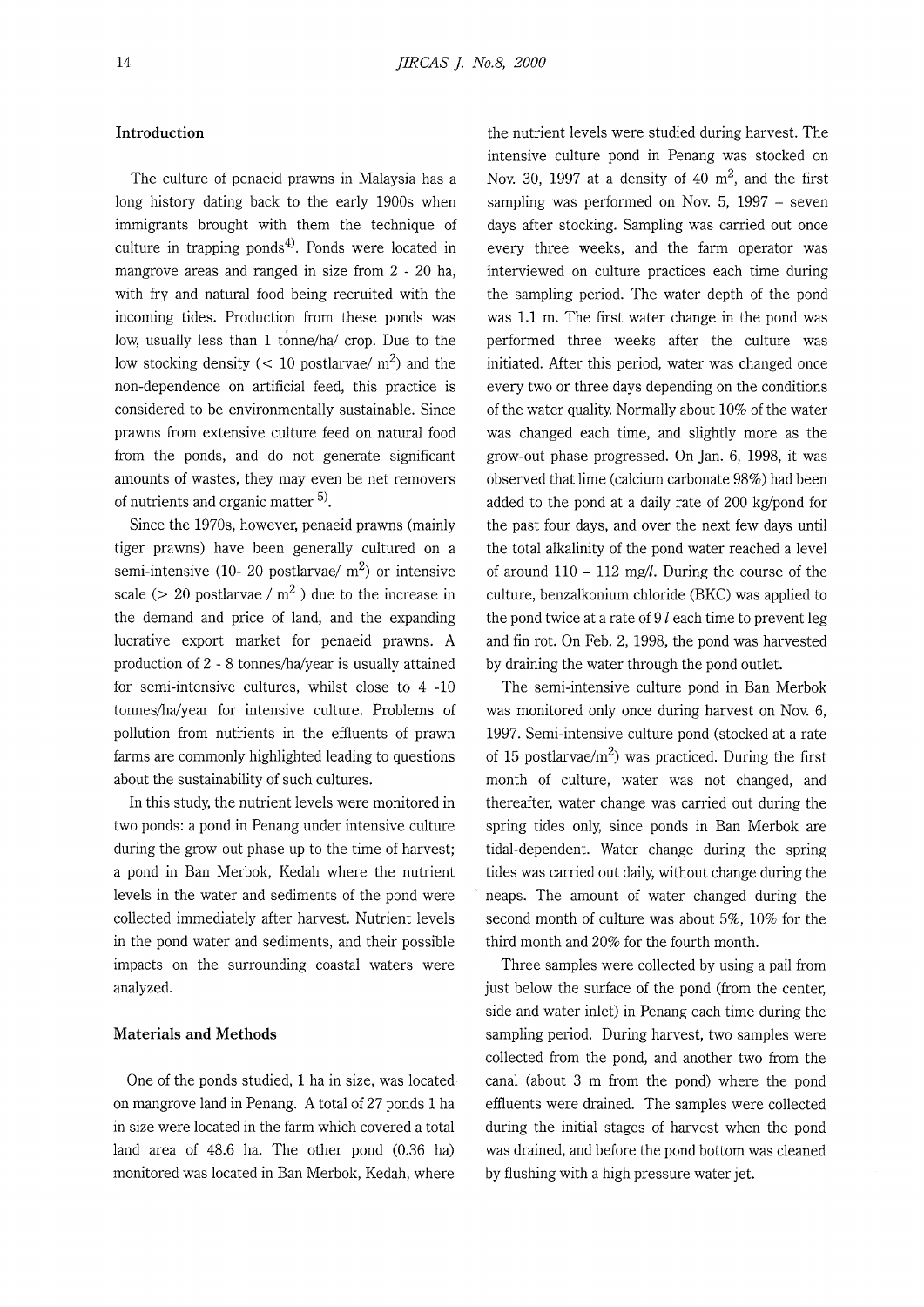## Introduction

The culture of penaeid prawns in Malaysia has a long history dating back to the early 1900s when immigrants brought with them the technique of culture in trapping ponds[4]. Ponds were located in mangrove areas and ranged in size from 2 - 20 ha, with fry and natural food being recruited with the incoming tides. Production from these ponds was low, usually less than 1 tonne/ha/ crop. Due to the low stocking density (< 10 postlarvae/ $m^2$) and the non-dependence on artificial feed, this practice is considered to be environmentally sustainable. Since prawns from extensive culture feed on natural food from the ponds, and do not generate significant amounts of wastes, they may even be net removers of nutrients and organic matter [5].

Since the 1970s, however, penaeid prawns (mainly tiger prawns) have been generally cultured on a semi-intensive (10- 20 postlarvae/ $m^2$) or intensive scale (> 20 postlarvae / $m^2$ ) due to the increase in the demand and price of land, and the expanding lucrative export market for penaeid prawns. A production of 2 - 8 tonnes/ha/year is usually attained for semi-intensive cultures, whilst close to 4 -10 tonnes/ha/year for intensive culture. Problems of pollution from nutrients in the effluents of prawn farms are commonly highlighted leading to questions about the sustainability of such cultures.

In this study, the nutrient levels were monitored in two ponds: a pond in Penang under intensive culture during the grow-out phase up to the time of harvest; a pond in Ban Merbok, Kedah where the nutrient levels in the water and sediments of the pond were collected immediately after harvest. Nutrient levels in the pond water and sediments, and their possible impacts on the surrounding coastal waters were analyzed.

## Materials and Methods

One of the ponds studied, 1 ha in size, was located on mangrove land in Penang. A total of 27 ponds 1 ha in size were located in the farm which covered a total land area of 48.6 ha. The other pond (0.36 ha) monitored was located in Ban Merbok, Kedah, where the nutrient levels were studied during harvest. The intensive culture pond in Penang was stocked on Nov. 30, 1997 at a density of 40 $m^2$, and the first sampling was performed on Nov. 5, 1997 – seven days after stocking. Sampling was carried out once every three weeks, and the farm operator was interviewed on culture practices each time during the sampling period. The water depth of the pond was 1.1 m. The first water change in the pond was performed three weeks after the culture was initiated. After this period, water was changed once every two or three days depending on the conditions of the water quality. Normally about 10% of the water was changed each time, and slightly more as the grow-out phase progressed. On Jan. 6, 1998, it was observed that lime (calcium carbonate 98%) had been added to the pond at a daily rate of 200 kg/pond for the past four days, and over the next few days until the total alkalinity of the pond water reached a level of around 110 – 112 mg/*l*. During the course of the culture, benzalkonium chloride (BKC) was applied to the pond twice at a rate of 9 *l* each time to prevent leg and fin rot. On Feb. 2, 1998, the pond was harvested by draining the water through the pond outlet.

The semi-intensive culture pond in Ban Merbok was monitored only once during harvest on Nov. 6, 1997. Semi-intensive culture pond (stocked at a rate of 15 postlarvae/$m^2$) was practiced. During the first month of culture, water was not changed, and thereafter, water change was carried out during the spring tides only, since ponds in Ban Merbok are tidal-dependent. Water change during the spring tides was carried out daily, without change during the neaps. The amount of water changed during the second month of culture was about 5%, 10% for the third month and 20% for the fourth month.

Three samples were collected by using a pail from just below the surface of the pond (from the center, side and water inlet) in Penang each time during the sampling period. During harvest, two samples were collected from the pond, and another two from the canal (about 3 m from the pond) where the pond effluents were drained. The samples were collected during the initial stages of harvest when the pond was drained, and before the pond bottom was cleaned by flushing with a high pressure water jet.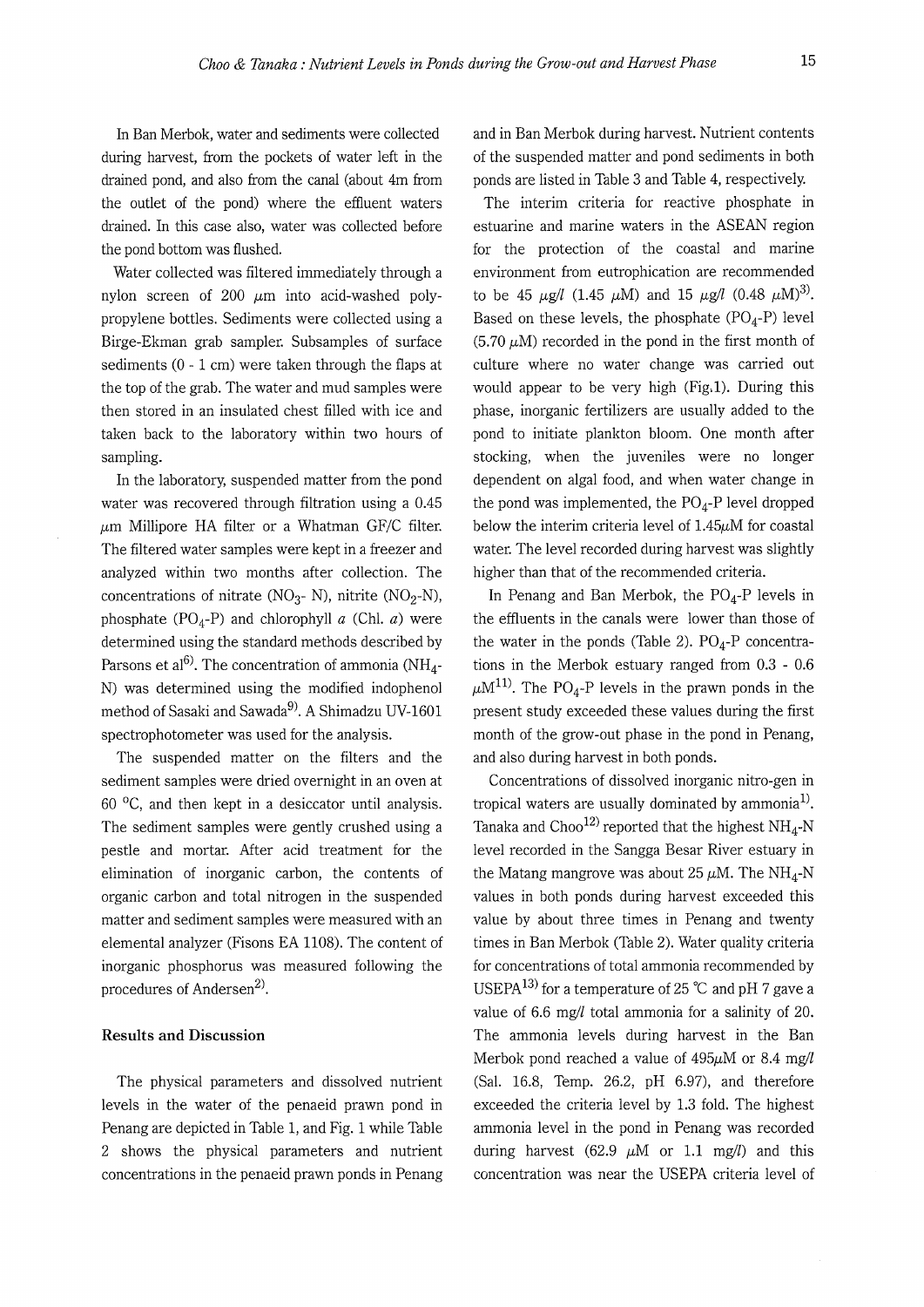In Ban Merbok, water and sediments were collected during harvest, from the pockets of water left in the drained pond, and also from the canal (about 4m from the outlet of the pond) where the effluent waters drained. In this case also, water was collected before the pond bottom was flushed.

Water collected was filtered immediately through a nylon screen of 200 $\mu$m into acid-washed polypropylene bottles. Sediments were collected using a Birge-Ekman grab sampler. Subsamples of surface sediments (0 - 1 cm) were taken through the flaps at the top of the grab. The water and mud samples were then stored in an insulated chest filled with ice and taken back to the laboratory within two hours of sampling.

In the laboratory, suspended matter from the pond water was recovered through filtration using a 0.45 $\mu$m Millipore HA filter or a Whatman GF/C filter. The filtered water samples were kept in a freezer and analyzed within two months after collection. The concentrations of nitrate ($NO_3$- N), nitrite ($NO_2$-N), phosphate ($PO_4$-P) and chlorophyll *a* (Chl. *a*) were determined using the standard methods described by Parsons et al[6]. The concentration of ammonia ($NH_4$-N) was determined using the modified indophenol method of Sasaki and Sawada[9]. A Shimadzu UV-1601 spectrophotometer was used for the analysis.

The suspended matter on the filters and the sediment samples were dried overnight in an oven at 60 °C, and then kept in a desiccator until analysis. The sediment samples were gently crushed using a pestle and mortar. After acid treatment for the elimination of inorganic carbon, the contents of organic carbon and total nitrogen in the suspended matter and sediment samples were measured with an elemental analyzer (Fisons EA 1108). The content of inorganic phosphorus was measured following the procedures of Andersen[2].

## Results and Discussion

The physical parameters and dissolved nutrient levels in the water of the penaeid prawn pond in Penang are depicted in Table 1, and Fig. 1 while Table 2 shows the physical parameters and nutrient concentrations in the penaeid prawn ponds in Penang and in Ban Merbok during harvest. Nutrient contents of the suspended matter and pond sediments in both ponds are listed in Table 3 and Table 4, respectively.

The interim criteria for reactive phosphate in estuarine and marine waters in the ASEAN region for the protection of the coastal and marine environment from eutrophication are recommended to be 45 $\mu g/l$ (1.45 $\mu$M) and 15 $\mu g/l$ (0.48 $\mu$M)[3]. Based on these levels, the phosphate ($PO_4$-P) level (5.70 $\mu$M) recorded in the pond in the first month of culture where no water change was carried out would appear to be very high (Fig.1). During this phase, inorganic fertilizers are usually added to the pond to initiate plankton bloom. One month after stocking, when the juveniles were no longer dependent on algal food, and when water change in the pond was implemented, the $PO_4$-P level dropped below the interim criteria level of 1.45$\mu$M for coastal water. The level recorded during harvest was slightly higher than that of the recommended criteria.

In Penang and Ban Merbok, the $PO_4$-P levels in the effluents in the canals were lower than those of the water in the ponds (Table 2). $PO_4$-P concentrations in the Merbok estuary ranged from 0.3 - 0.6 $\mu$M[11]. The $PO_4$-P levels in the prawn ponds in the present study exceeded these values during the first month of the grow-out phase in the pond in Penang, and also during harvest in both ponds.

Concentrations of dissolved inorganic nitro-gen in tropical waters are usually dominated by ammonia[1]. Tanaka and Choo[12] reported that the highest $NH_4$-N level recorded in the Sangga Besar River estuary in the Matang mangrove was about 25 $\mu$M. The $NH_4$-N values in both ponds during harvest exceeded this value by about three times in Penang and twenty times in Ban Merbok (Table 2). Water quality criteria for concentrations of total ammonia recommended by USEPA[13] for a temperature of 25 ℃ and pH 7 gave a value of 6.6 mg/*l* total ammonia for a salinity of 20. The ammonia levels during harvest in the Ban Merbok pond reached a value of 495$\mu$M or 8.4 mg/*l* (Sal. 16.8, Temp. 26.2, pH 6.97), and therefore exceeded the criteria level by 1.3 fold. The highest ammonia level in the pond in Penang was recorded during harvest (62.9 $\mu$M or 1.1 mg/*l*) and this concentration was near the USEPA criteria level of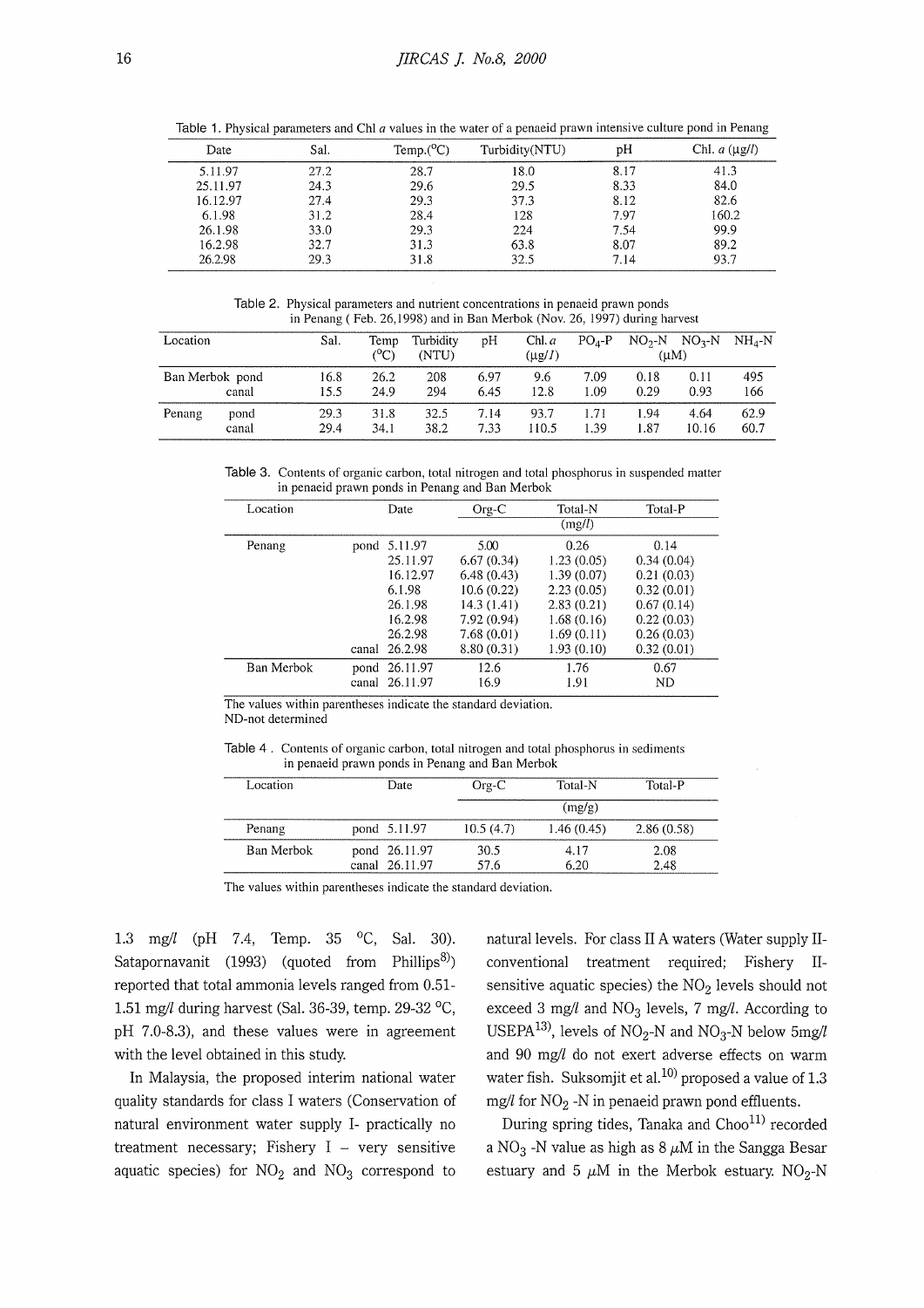Table 1. Physical parameters and Chl *a* values in the water of a penaeid prawn intensive culture pond in Penang

| Date | Sal. | Temp.(°C) | Turbidity(NTU) | pH | Chl. *a* (μg/*l*) |
|---|---|---|---|---|---|
| 5.11.97 | 27.2 | 28.7 | 18.0 | 8.17 | 41.3 |
| 25.11.97 | 24.3 | 29.6 | 29.5 | 8.33 | 84.0 |
| 16.12.97 | 27.4 | 29.3 | 37.3 | 8.12 | 82.6 |
| 6.1.98 | 31.2 | 28.4 | 128 | 7.97 | 160.2 |
| 26.1.98 | 33.0 | 29.3 | 224 | 7.54 | 99.9 |
| 16.2.98 | 32.7 | 31.3 | 63.8 | 8.07 | 89.2 |
| 26.2.98 | 29.3 | 31.8 | 32.5 | 7.14 | 93.7 |

Table 2. Physical parameters and nutrient concentrations in penaeid prawn ponds in Penang ( Feb. 26,1998) and in Ban Merbok (Nov. 26, 1997) during harvest

| Location | | Sal. | Temp (°C) | Turbidity (NTU) | pH | Chl. *a* (μg/*l*) | $PO_4$-P | $NO_2$-N | $NO_3$-N (μM) | $NH_4$-N |
|---|---|---|---|---|---|---|---|---|---|---|
| Ban Merbok | pond | 16.8 | 26.2 | 208 | 6.97 | 9.6 | 7.09 | 0.18 | 0.11 | 495 |
| | canal | 15.5 | 24.9 | 294 | 6.45 | 12.8 | 1.09 | 0.29 | 0.93 | 166 |
| Penang | pond | 29.3 | 31.8 | 32.5 | 7.14 | 93.7 | 1.71 | 1.94 | 4.64 | 62.9 |
| | canal | 29.4 | 34.1 | 38.2 | 7.33 | 110.5 | 1.39 | 1.87 | 10.16 | 60.7 |

Table 3. Contents of organic carbon, total nitrogen and total phosphorus in suspended matter in penaeid prawn ponds in Penang and Ban Merbok

| Location | Date | Org-C | Total-N (mg/*l*) | Total-P |
|---|---|---|---|---|
| Penang | pond 5.11.97 | 5.00 | 0.26 | 0.14 |
| | 25.11.97 | 6.67 (0.34) | 1.23 (0.05) | 0.34 (0.04) |
| | 16.12.97 | 6.48 (0.43) | 1.39 (0.07) | 0.21 (0.03) |
| | 6.1.98 | 10.6 (0.22) | 2.23 (0.05) | 0.32 (0.01) |
| | 26.1.98 | 14.3 (1.41) | 2.83 (0.21) | 0.67 (0.14) |
| | 16.2.98 | 7.92 (0.94) | 1.68 (0.16) | 0.22 (0.03) |
| | 26.2.98 | 7.68 (0.01) | 1.69 (0.11) | 0.26 (0.03) |
| | canal 26.2.98 | 8.80 (0.31) | 1.93 (0.10) | 0.32 (0.01) |
| Ban Merbok | pond 26.11.97 | 12.6 | 1.76 | 0.67 |
| | canal 26.11.97 | 16.9 | 1.91 | ND |

The values within parentheses indicate the standard deviation.
ND-not determined

Table 4 . Contents of organic carbon, total nitrogen and total phosphorus in sediments in penaeid prawn ponds in Penang and Ban Merbok

| Location | Date | Org-C | Total-N (mg/g) | Total-P |
|---|---|---|---|---|
| Penang | pond 5.11.97 | 10.5 (4.7) | 1.46 (0.45) | 2.86 (0.58) |
| Ban Merbok | pond 26.11.97 | 30.5 | 4.17 | 2.08 |
| | canal 26.11.97 | 57.6 | 6.20 | 2.48 |

The values within parentheses indicate the standard deviation.

1.3 mg/*l* (pH 7.4, Temp. 35 °C, Sal. 30). Satapornavanit (1993) (quoted from Phillips[8]) reported that total ammonia levels ranged from 0.51-1.51 mg/*l* during harvest (Sal. 36-39, temp. 29-32 °C, pH 7.0-8.3), and these values were in agreement with the level obtained in this study.

In Malaysia, the proposed interim national water quality standards for class I waters (Conservation of natural environment water supply I- practically no treatment necessary; Fishery I – very sensitive aquatic species) for $NO_2$ and $NO_3$ correspond to natural levels. For class II A waters (Water supply II-conventional treatment required; Fishery II-sensitive aquatic species) the $NO_2$ levels should not exceed 3 mg/*l* and $NO_3$ levels, 7 mg/*l*. According to USEPA[13], levels of $NO_2$-N and $NO_3$-N below 5mg/*l* and 90 mg/*l* do not exert adverse effects on warm water fish. Suksomjit et al.[10] proposed a value of 1.3 mg/*l* for $NO_2$ -N in penaeid prawn pond effluents.

During spring tides, Tanaka and Choo[11] recorded a $NO_3$ -N value as high as 8 μM in the Sangga Besar estuary and 5 μM in the Merbok estuary. $NO_2$-N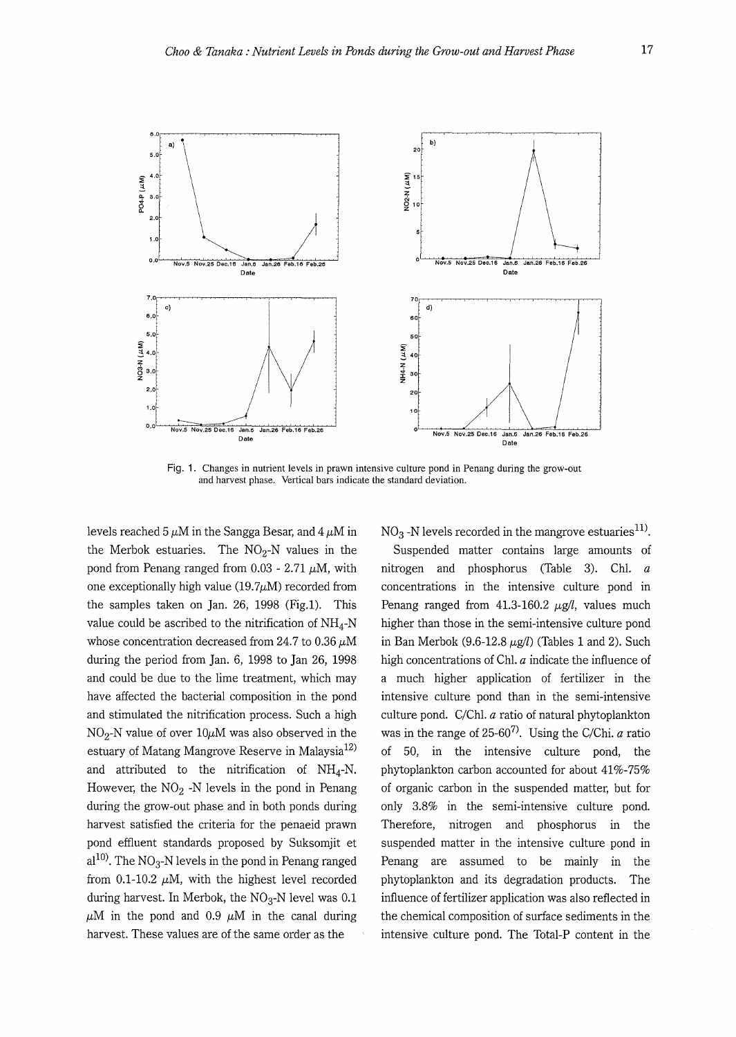Fig. 1. Changes in nutrient levels in prawn intensive culture pond in Penang during the grow-out and harvest phase. Vertical bars indicate the standard deviation.

levels reached 5 $\mu$M in the Sangga Besar, and 4 $\mu$M in the Merbok estuaries. The $NO_2$-N values in the pond from Penang ranged from 0.03 - 2.71 $\mu$M, with one exceptionally high value (19.7$\mu$M) recorded from the samples taken on Jan. 26, 1998 (Fig.1). This value could be ascribed to the nitrification of $NH_4$-N whose concentration decreased from 24.7 to 0.36 $\mu$M during the period from Jan. 6, 1998 to Jan 26, 1998 and could be due to the lime treatment, which may have affected the bacterial composition in the pond and stimulated the nitrification process. Such a high $NO_2$-N value of over 10$\mu$M was also observed in the estuary of Matang Mangrove Reserve in Malaysia[12] and attributed to the nitrification of $NH_4$-N. However, the $NO_2$ -N levels in the pond in Penang during the grow-out phase and in both ponds during harvest satisfied the criteria for the penaeid prawn pond effluent standards proposed by Suksomjit et al[10]. The $NO_3$-N levels in the pond in Penang ranged from 0.1-10.2 $\mu$M, with the highest level recorded during harvest. In Merbok, the $NO_3$-N level was 0.1 $\mu$M in the pond and 0.9 $\mu$M in the canal during harvest. These values are of the same order as the $NO_3$ -N levels recorded in the mangrove estuaries[11].

Suspended matter contains large amounts of nitrogen and phosphorus (Table 3). Chl. *a* concentrations in the intensive culture pond in Penang ranged from 41.3-160.2 $\mu$g/*l*, values much higher than those in the semi-intensive culture pond in Ban Merbok (9.6-12.8 $\mu$g/*l*) (Tables 1 and 2). Such high concentrations of Chl. *a* indicate the influence of a much higher application of fertilizer in the intensive culture pond than in the semi-intensive culture pond. C/Chl. *a* ratio of natural phytoplankton was in the range of 25-60[7]. Using the C/Chi. *a* ratio of 50, in the intensive culture pond, the phytoplankton carbon accounted for about 41%-75% of organic carbon in the suspended matter, but for only 3.8% in the semi-intensive culture pond. Therefore, nitrogen and phosphorus in the suspended matter in the intensive culture pond in Penang are assumed to be mainly in the phytoplankton and its degradation products. The influence of fertilizer application was also reflected in the chemical composition of surface sediments in the intensive culture pond. The Total-P content in the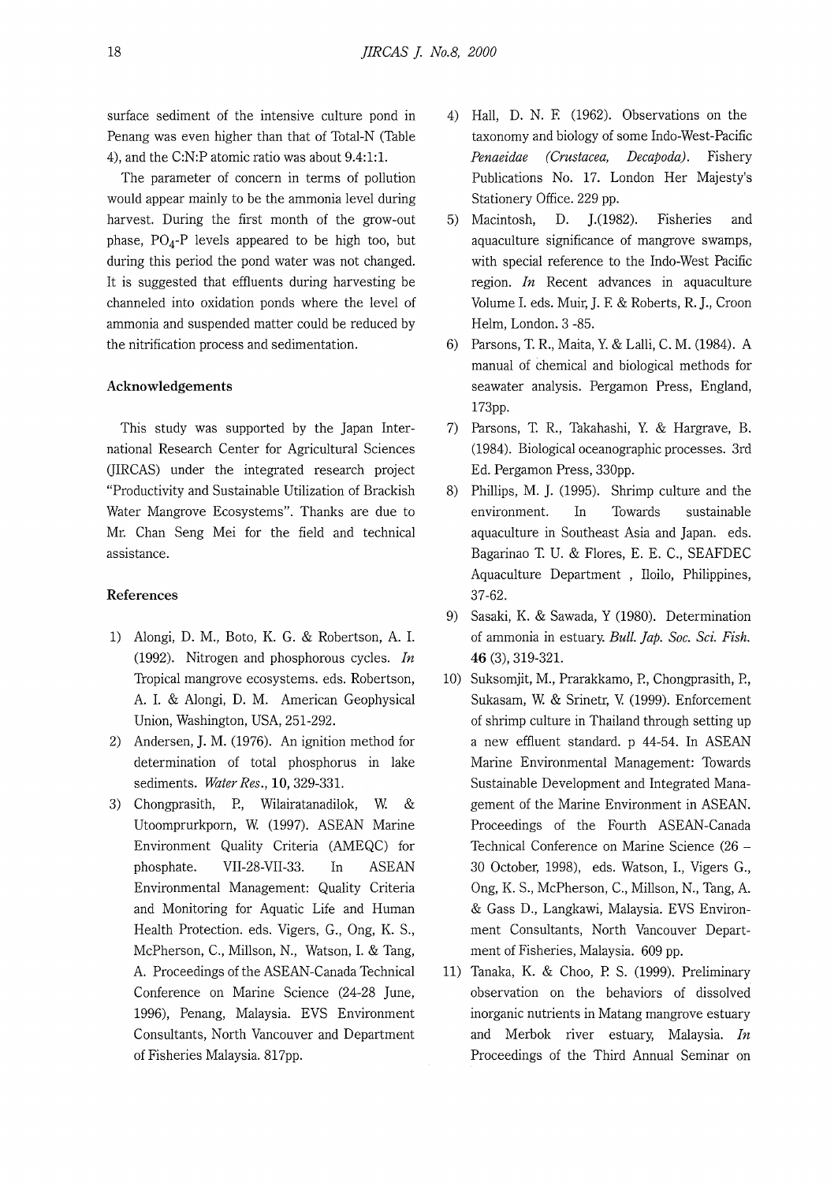surface sediment of the intensive culture pond in Penang was even higher than that of Total-N (Table 4), and the C:N:P atomic ratio was about 9.4:1:1.

The parameter of concern in terms of pollution would appear mainly to be the ammonia level during harvest. During the first month of the grow-out phase, $PO_4$-P levels appeared to be high too, but during this period the pond water was not changed. It is suggested that effluents during harvesting be channeled into oxidation ponds where the level of ammonia and suspended matter could be reduced by the nitrification process and sedimentation.

### Acknowledgements

This study was supported by the Japan International Research Center for Agricultural Sciences (JIRCAS) under the integrated research project "Productivity and Sustainable Utilization of Brackish Water Mangrove Ecosystems". Thanks are due to Mr. Chan Seng Mei for the field and technical assistance.

### References

1) Alongi, D. M., Boto, K. G. & Robertson, A. I. (1992). Nitrogen and phosphorous cycles. *In* Tropical mangrove ecosystems. eds. Robertson, A. I. & Alongi, D. M. American Geophysical Union, Washington, USA, 251-292.
2) Andersen, J. M. (1976). An ignition method for determination of total phosphorus in lake sediments. *Water Res.*, **10**, 329-331.
3) Chongprasith, P., Wilairatanadilok, W. & Utoomprurkporn, W. (1997). ASEAN Marine Environment Quality Criteria (AMEQC) for phosphate. VII-28-VII-33. In ASEAN Environmental Management: Quality Criteria and Monitoring for Aquatic Life and Human Health Protection. eds. Vigers, G., Ong, K. S., McPherson, C., Millson, N., Watson, I. & Tang, A. Proceedings of the ASEAN-Canada Technical Conference on Marine Science (24-28 June, 1996), Penang, Malaysia. EVS Environment Consultants, North Vancouver and Department of Fisheries Malaysia. 817pp.
4) Hall, D. N. F. (1962). Observations on the taxonomy and biology of some Indo-West-Pacific *Penaeidae (Crustacea, Decapoda)*. Fishery Publications No. 17. London Her Majesty's Stationery Office. 229 pp.
5) Macintosh, D. J.(1982). Fisheries and aquaculture significance of mangrove swamps, with special reference to the Indo-West Pacific region. *In* Recent advances in aquaculture Volume I. eds. Muir, J. F. & Roberts, R. J., Croon Helm, London. 3 -85.
6) Parsons, T. R., Maita, Y. & Lalli, C. M. (1984). A manual of chemical and biological methods for seawater analysis. Pergamon Press, England, 173pp.
7) Parsons, T. R., Takahashi, Y. & Hargrave, B. (1984). Biological oceanographic processes. 3rd Ed. Pergamon Press, 330pp.
8) Phillips, M. J. (1995). Shrimp culture and the environment. In Towards sustainable aquaculture in Southeast Asia and Japan. eds. Bagarinao T. U. & Flores, E. E. C., SEAFDEC Aquaculture Department , Iloilo, Philippines, 37-62.
9) Sasaki, K. & Sawada, Y (1980). Determination of ammonia in estuary. *Bull. Jap. Soc. Sci. Fish.* **46** (3), 319-321.
10) Suksomjit, M., Prarakkamo, P., Chongprasith, P., Sukasam, W. & Srinetr, V. (1999). Enforcement of shrimp culture in Thailand through setting up a new effluent standard. p 44-54. In ASEAN Marine Environmental Management: Towards Sustainable Development and Integrated Management of the Marine Environment in ASEAN. Proceedings of the Fourth ASEAN-Canada Technical Conference on Marine Science (26 – 30 October, 1998), eds. Watson, I., Vigers G., Ong, K. S., McPherson, C., Millson, N., Tang, A. & Gass D., Langkawi, Malaysia. EVS Environment Consultants, North Vancouver Department of Fisheries, Malaysia. 609 pp.
11) Tanaka, K. & Choo, P. S. (1999). Preliminary observation on the behaviors of dissolved inorganic nutrients in Matang mangrove estuary and Merbok river estuary, Malaysia. *In* Proceedings of the Third Annual Seminar on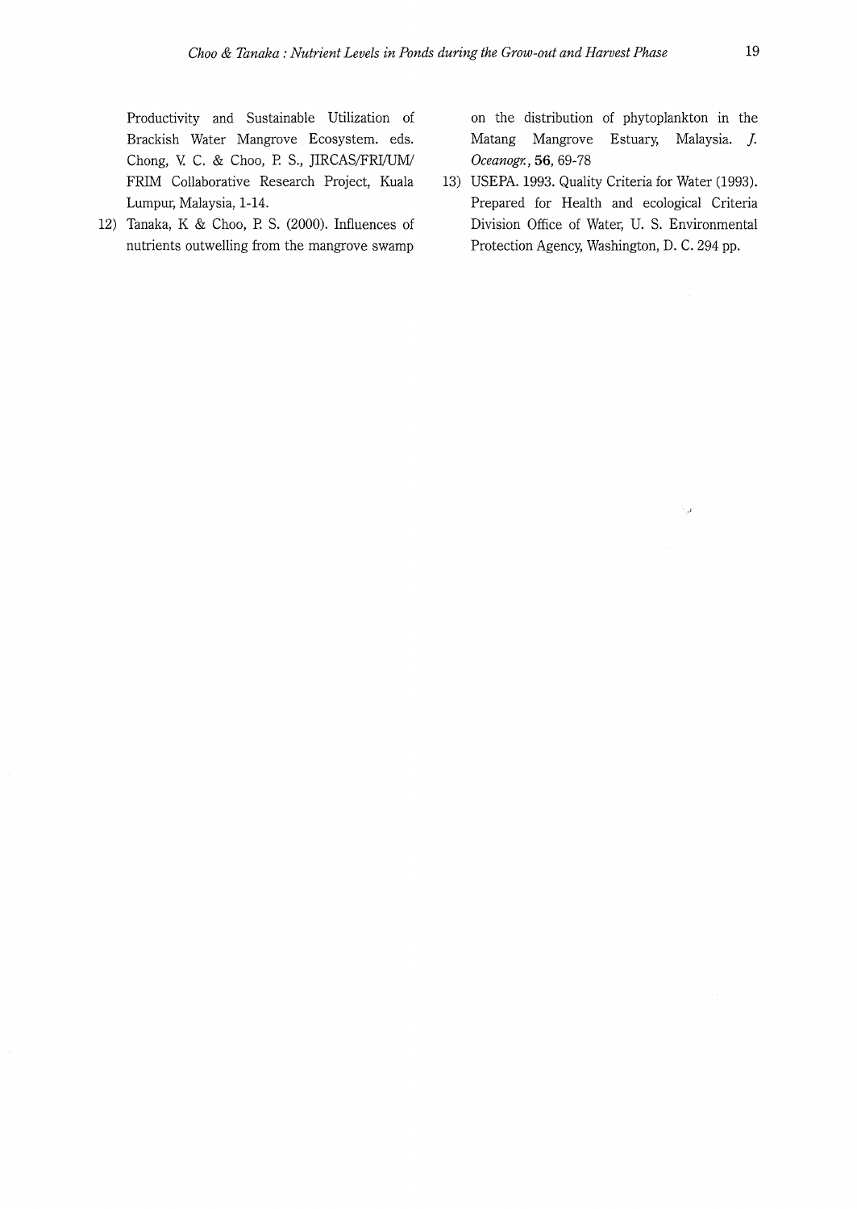Productivity and Sustainable Utilization of Brackish Water Mangrove Ecosystem. eds. Chong, V. C. & Choo, P. S., JIRCAS/FRI/UM/FRIM Collaborative Research Project, Kuala Lumpur, Malaysia, 1-14.

12) Tanaka, K & Choo, P. S. (2000). Influences of nutrients outwelling from the mangrove swamp on the distribution of phytoplankton in the Matang Mangrove Estuary, Malaysia. *J. Oceanogr.*, **56**, 69-78

13) USEPA. 1993. Quality Criteria for Water (1993). Prepared for Health and ecological Criteria Division Office of Water, U. S. Environmental Protection Agency, Washington, D. C. 294 pp.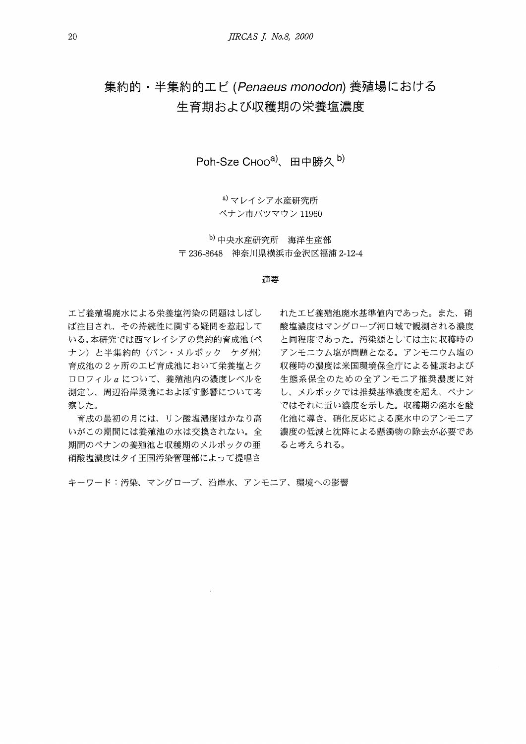# 集約的・半集約的エビ (*Penaeus monodon*) 養殖場における生育期および収穫期の栄養塩濃度

Poh-Sze Choo[a)]、田中勝久[b)]

[a)] マレイシア水産研究所
ペナン市バツマウン 11960

[b)] 中央水産研究所　海洋生産部
〒236-8648　神奈川県横浜市金沢区福浦 2-12-4

## 適要

エビ養殖場廃水による栄養塩汚染の問題はしばしば注目され、その持続性に関する疑問を惹起している。本研究では西マレイシアの集約的育成池（ペナン）と半集約的（バン・メルボック　ケダ州）育成池の２ヶ所のエビ育成池において栄養塩とクロロフィル *a* について、養殖池内の濃度レベルを測定し、周辺沿岸環境におよぼす影響について考察した。

育成の最初の月には、リン酸塩濃度はかなり高いがこの期間には養殖池の水は交換されない。全期間のペナンの養殖池と収穫期のメルボックの亜硝酸塩濃度はタイ王国汚染管理部によって提唱されたエビ養殖池廃水基準値内であった。また、硝酸塩濃度はマングローブ河口域で観測される濃度と同程度であった。汚染源としては主に収穫時のアンモニウム塩が問題となる。アンモニウム塩の収穫時の濃度は米国環境保全庁による健康および生態系保全のための全アンモニア推奨濃度に対し、メルボックでは推奨基準濃度を超え、ペナンではそれに近い濃度を示した。収穫期の廃水を酸化池に導き、硝化反応による廃水中のアンモニア濃度の低減と沈降による懸濁物の除去が必要であると考えられる。

キーワード：汚染、マングローブ、沿岸水、アンモニア、環境への影響